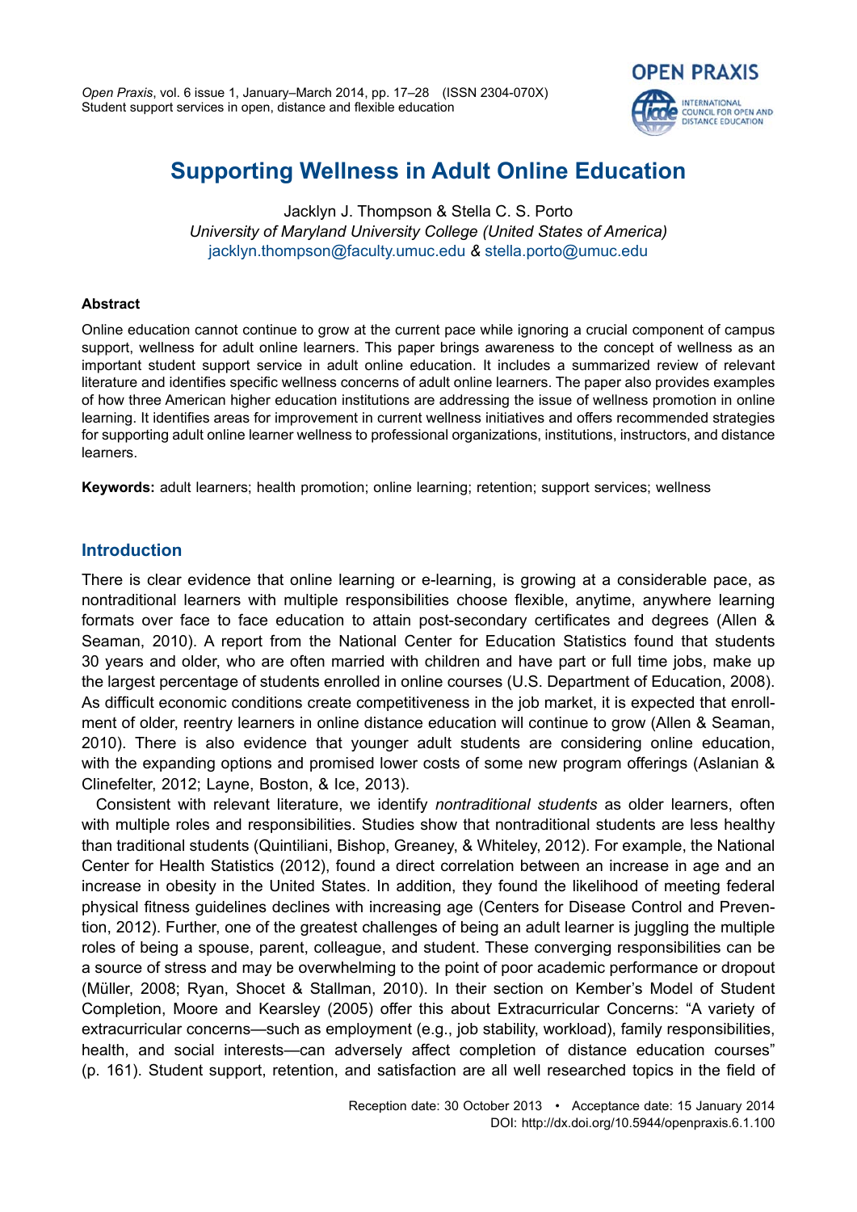# Supporting Wellness in Adult Online Education

Jacklyn J. Thompson & Stella C. S. Porto
*University of Maryland University College (United States of America)*
jacklyn.thompson@faculty.umuc.edu & stella.porto@umuc.edu

## Abstract

Online education cannot continue to grow at the current pace while ignoring a crucial component of campus support, wellness for adult online learners. This paper brings awareness to the concept of wellness as an important student support service in adult online education. It includes a summarized review of relevant literature and identifies specific wellness concerns of adult online learners. The paper also provides examples of how three American higher education institutions are addressing the issue of wellness promotion in online learning. It identifies areas for improvement in current wellness initiatives and offers recommended strategies for supporting adult online learner wellness to professional organizations, institutions, instructors, and distance learners.

**Keywords:** adult learners; health promotion; online learning; retention; support services; wellness

## Introduction

There is clear evidence that online learning or e-learning, is growing at a considerable pace, as nontraditional learners with multiple responsibilities choose flexible, anytime, anywhere learning formats over face to face education to attain post-secondary certificates and degrees (Allen & Seaman, 2010). A report from the National Center for Education Statistics found that students 30 years and older, who are often married with children and have part or full time jobs, make up the largest percentage of students enrolled in online courses (U.S. Department of Education, 2008). As difficult economic conditions create competitiveness in the job market, it is expected that enrollment of older, reentry learners in online distance education will continue to grow (Allen & Seaman, 2010). There is also evidence that younger adult students are considering online education, with the expanding options and promised lower costs of some new program offerings (Aslanian & Clinefelter, 2012; Layne, Boston, & Ice, 2013).

Consistent with relevant literature, we identify *nontraditional students* as older learners, often with multiple roles and responsibilities. Studies show that nontraditional students are less healthy than traditional students (Quintiliani, Bishop, Greaney, & Whiteley, 2012). For example, the National Center for Health Statistics (2012), found a direct correlation between an increase in age and an increase in obesity in the United States. In addition, they found the likelihood of meeting federal physical fitness guidelines declines with increasing age (Centers for Disease Control and Prevention, 2012). Further, one of the greatest challenges of being an adult learner is juggling the multiple roles of being a spouse, parent, colleague, and student. These converging responsibilities can be a source of stress and may be overwhelming to the point of poor academic performance or dropout (Müller, 2008; Ryan, Shocet & Stallman, 2010). In their section on Kember's Model of Student Completion, Moore and Kearsley (2005) offer this about Extracurricular Concerns: "A variety of extracurricular concerns—such as employment (e.g., job stability, workload), family responsibilities, health, and social interests—can adversely affect completion of distance education courses" (p. 161). Student support, retention, and satisfaction are all well researched topics in the field of

Reception date: 30 October 2013 • Acceptance date: 15 January 2014
DOI: http://dx.doi.org/10.5944/openpraxis.6.1.100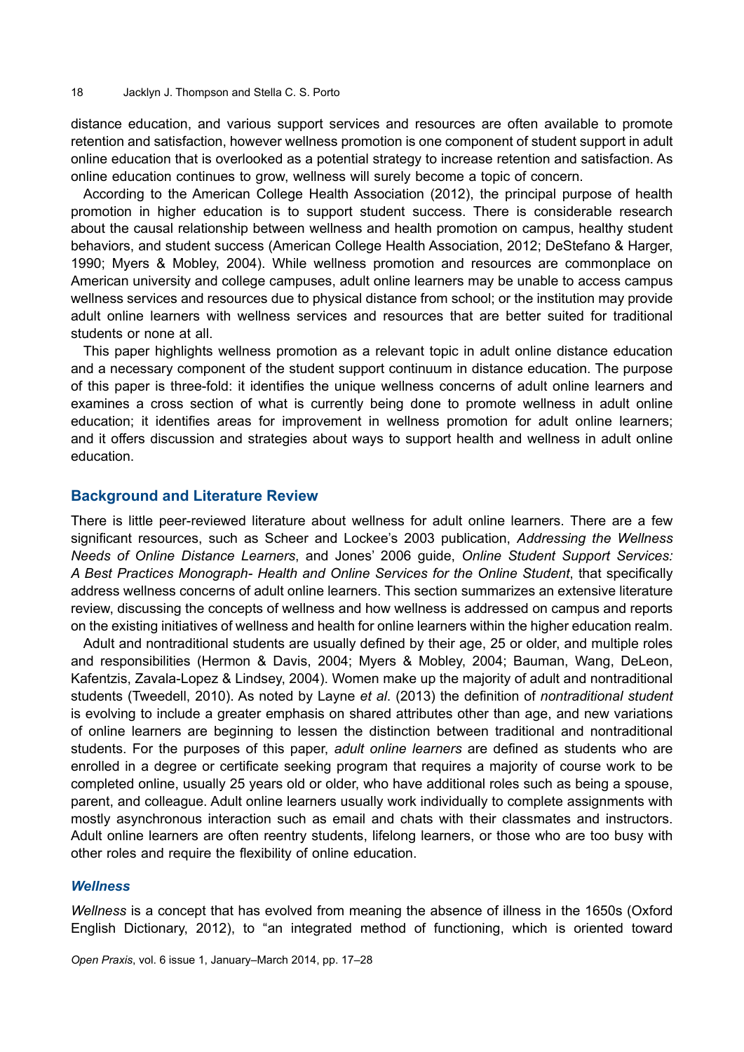distance education, and various support services and resources are often available to promote retention and satisfaction, however wellness promotion is one component of student support in adult online education that is overlooked as a potential strategy to increase retention and satisfaction. As online education continues to grow, wellness will surely become a topic of concern.

According to the American College Health Association (2012), the principal purpose of health promotion in higher education is to support student success. There is considerable research about the causal relationship between wellness and health promotion on campus, healthy student behaviors, and student success (American College Health Association, 2012; DeStefano & Harger, 1990; Myers & Mobley, 2004). While wellness promotion and resources are commonplace on American university and college campuses, adult online learners may be unable to access campus wellness services and resources due to physical distance from school; or the institution may provide adult online learners with wellness services and resources that are better suited for traditional students or none at all.

This paper highlights wellness promotion as a relevant topic in adult online distance education and a necessary component of the student support continuum in distance education. The purpose of this paper is three-fold: it identifies the unique wellness concerns of adult online learners and examines a cross section of what is currently being done to promote wellness in adult online education; it identifies areas for improvement in wellness promotion for adult online learners; and it offers discussion and strategies about ways to support health and wellness in adult online education.

## Background and Literature Review

There is little peer-reviewed literature about wellness for adult online learners. There are a few significant resources, such as Scheer and Lockee's 2003 publication, *Addressing the Wellness Needs of Online Distance Learners*, and Jones' 2006 guide, *Online Student Support Services: A Best Practices Monograph- Health and Online Services for the Online Student*, that specifically address wellness concerns of adult online learners. This section summarizes an extensive literature review, discussing the concepts of wellness and how wellness is addressed on campus and reports on the existing initiatives of wellness and health for online learners within the higher education realm.

Adult and nontraditional students are usually defined by their age, 25 or older, and multiple roles and responsibilities (Hermon & Davis, 2004; Myers & Mobley, 2004; Bauman, Wang, DeLeon, Kafentzis, Zavala-Lopez & Lindsey, 2004). Women make up the majority of adult and nontraditional students (Tweedell, 2010). As noted by Layne *et al*. (2013) the definition of *nontraditional student* is evolving to include a greater emphasis on shared attributes other than age, and new variations of online learners are beginning to lessen the distinction between traditional and nontraditional students. For the purposes of this paper, *adult online learners* are defined as students who are enrolled in a degree or certificate seeking program that requires a majority of course work to be completed online, usually 25 years old or older, who have additional roles such as being a spouse, parent, and colleague. Adult online learners usually work individually to complete assignments with mostly asynchronous interaction such as email and chats with their classmates and instructors. Adult online learners are often reentry students, lifelong learners, or those who are too busy with other roles and require the flexibility of online education.

### *Wellness*

*Wellness* is a concept that has evolved from meaning the absence of illness in the 1650s (Oxford English Dictionary, 2012), to "an integrated method of functioning, which is oriented toward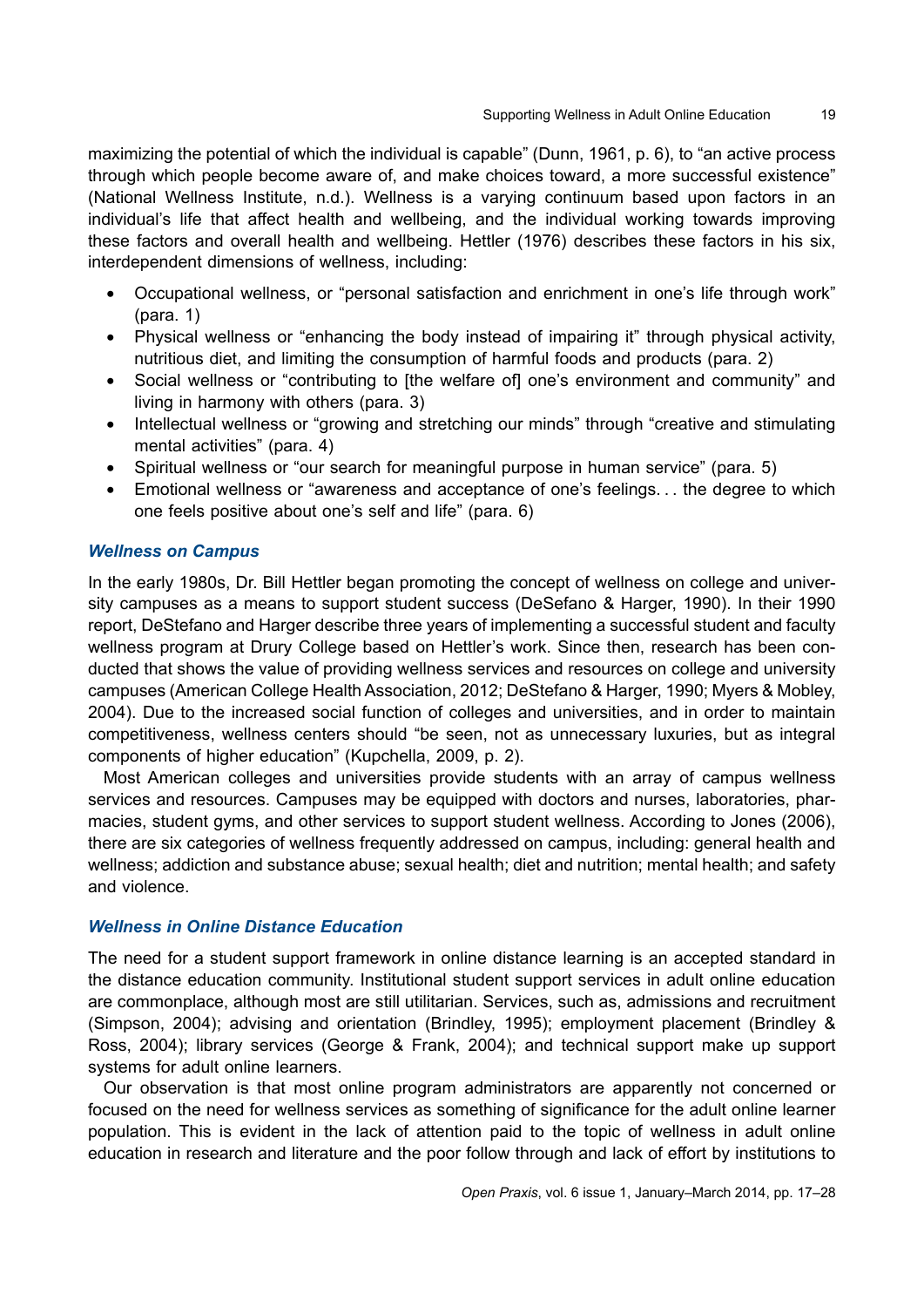maximizing the potential of which the individual is capable" (Dunn, 1961, p. 6), to "an active process through which people become aware of, and make choices toward, a more successful existence" (National Wellness Institute, n.d.). Wellness is a varying continuum based upon factors in an individual's life that affect health and wellbeing, and the individual working towards improving these factors and overall health and wellbeing. Hettler (1976) describes these factors in his six, interdependent dimensions of wellness, including:

- Occupational wellness, or "personal satisfaction and enrichment in one's life through work" (para. 1)
- Physical wellness or "enhancing the body instead of impairing it" through physical activity, nutritious diet, and limiting the consumption of harmful foods and products (para. 2)
- Social wellness or "contributing to [the welfare of] one's environment and community" and living in harmony with others (para. 3)
- Intellectual wellness or "growing and stretching our minds" through "creative and stimulating mental activities" (para. 4)
- Spiritual wellness or "our search for meaningful purpose in human service" (para. 5)
- Emotional wellness or "awareness and acceptance of one's feelings. . . the degree to which one feels positive about one's self and life" (para. 6)

### *Wellness on Campus*

In the early 1980s, Dr. Bill Hettler began promoting the concept of wellness on college and university campuses as a means to support student success (DeSefano & Harger, 1990). In their 1990 report, DeStefano and Harger describe three years of implementing a successful student and faculty wellness program at Drury College based on Hettler's work. Since then, research has been conducted that shows the value of providing wellness services and resources on college and university campuses (American College Health Association, 2012; DeStefano & Harger, 1990; Myers & Mobley, 2004). Due to the increased social function of colleges and universities, and in order to maintain competitiveness, wellness centers should "be seen, not as unnecessary luxuries, but as integral components of higher education" (Kupchella, 2009, p. 2).

Most American colleges and universities provide students with an array of campus wellness services and resources. Campuses may be equipped with doctors and nurses, laboratories, pharmacies, student gyms, and other services to support student wellness. According to Jones (2006), there are six categories of wellness frequently addressed on campus, including: general health and wellness; addiction and substance abuse; sexual health; diet and nutrition; mental health; and safety and violence.

### *Wellness in Online Distance Education*

The need for a student support framework in online distance learning is an accepted standard in the distance education community. Institutional student support services in adult online education are commonplace, although most are still utilitarian. Services, such as, admissions and recruitment (Simpson, 2004); advising and orientation (Brindley, 1995); employment placement (Brindley & Ross, 2004); library services (George & Frank, 2004); and technical support make up support systems for adult online learners.

Our observation is that most online program administrators are apparently not concerned or focused on the need for wellness services as something of significance for the adult online learner population. This is evident in the lack of attention paid to the topic of wellness in adult online education in research and literature and the poor follow through and lack of effort by institutions to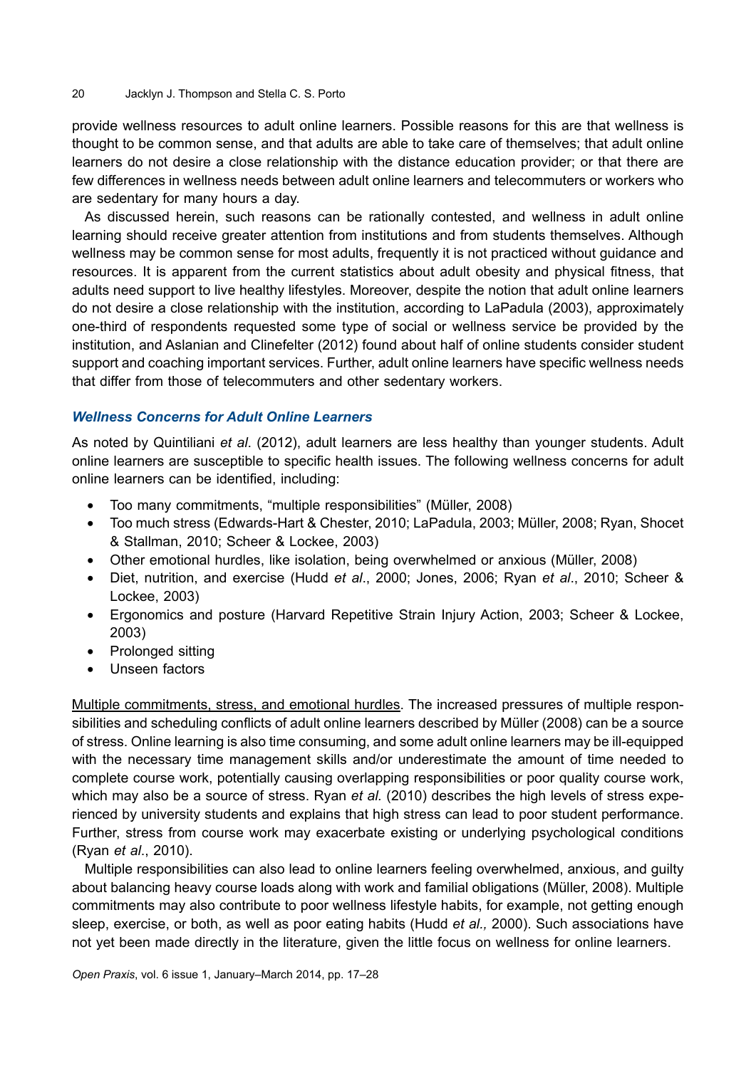provide wellness resources to adult online learners. Possible reasons for this are that wellness is thought to be common sense, and that adults are able to take care of themselves; that adult online learners do not desire a close relationship with the distance education provider; or that there are few differences in wellness needs between adult online learners and telecommuters or workers who are sedentary for many hours a day.

As discussed herein, such reasons can be rationally contested, and wellness in adult online learning should receive greater attention from institutions and from students themselves. Although wellness may be common sense for most adults, frequently it is not practiced without guidance and resources. It is apparent from the current statistics about adult obesity and physical fitness, that adults need support to live healthy lifestyles. Moreover, despite the notion that adult online learners do not desire a close relationship with the institution, according to LaPadula (2003), approximately one-third of respondents requested some type of social or wellness service be provided by the institution, and Aslanian and Clinefelter (2012) found about half of online students consider student support and coaching important services. Further, adult online learners have specific wellness needs that differ from those of telecommuters and other sedentary workers.

### *Wellness Concerns for Adult Online Learners*

As noted by Quintiliani *et al*. (2012), adult learners are less healthy than younger students. Adult online learners are susceptible to specific health issues. The following wellness concerns for adult online learners can be identified, including:

- Too many commitments, "multiple responsibilities" (Müller, 2008)
- Too much stress (Edwards-Hart & Chester, 2010; LaPadula, 2003; Müller, 2008; Ryan, Shocet & Stallman, 2010; Scheer & Lockee, 2003)
- Other emotional hurdles, like isolation, being overwhelmed or anxious (Müller, 2008)
- Diet, nutrition, and exercise (Hudd *et al*., 2000; Jones, 2006; Ryan *et al*., 2010; Scheer & Lockee, 2003)
- Ergonomics and posture (Harvard Repetitive Strain Injury Action, 2003; Scheer & Lockee, 2003)
- Prolonged sitting
- Unseen factors

<u>Multiple commitments, stress, and emotional hurdles</u>. The increased pressures of multiple responsibilities and scheduling conflicts of adult online learners described by Müller (2008) can be a source of stress. Online learning is also time consuming, and some adult online learners may be ill-equipped with the necessary time management skills and/or underestimate the amount of time needed to complete course work, potentially causing overlapping responsibilities or poor quality course work, which may also be a source of stress. Ryan *et al.* (2010) describes the high levels of stress experienced by university students and explains that high stress can lead to poor student performance. Further, stress from course work may exacerbate existing or underlying psychological conditions (Ryan *et al*., 2010).

Multiple responsibilities can also lead to online learners feeling overwhelmed, anxious, and guilty about balancing heavy course loads along with work and familial obligations (Müller, 2008). Multiple commitments may also contribute to poor wellness lifestyle habits, for example, not getting enough sleep, exercise, or both, as well as poor eating habits (Hudd *et al.,* 2000). Such associations have not yet been made directly in the literature, given the little focus on wellness for online learners.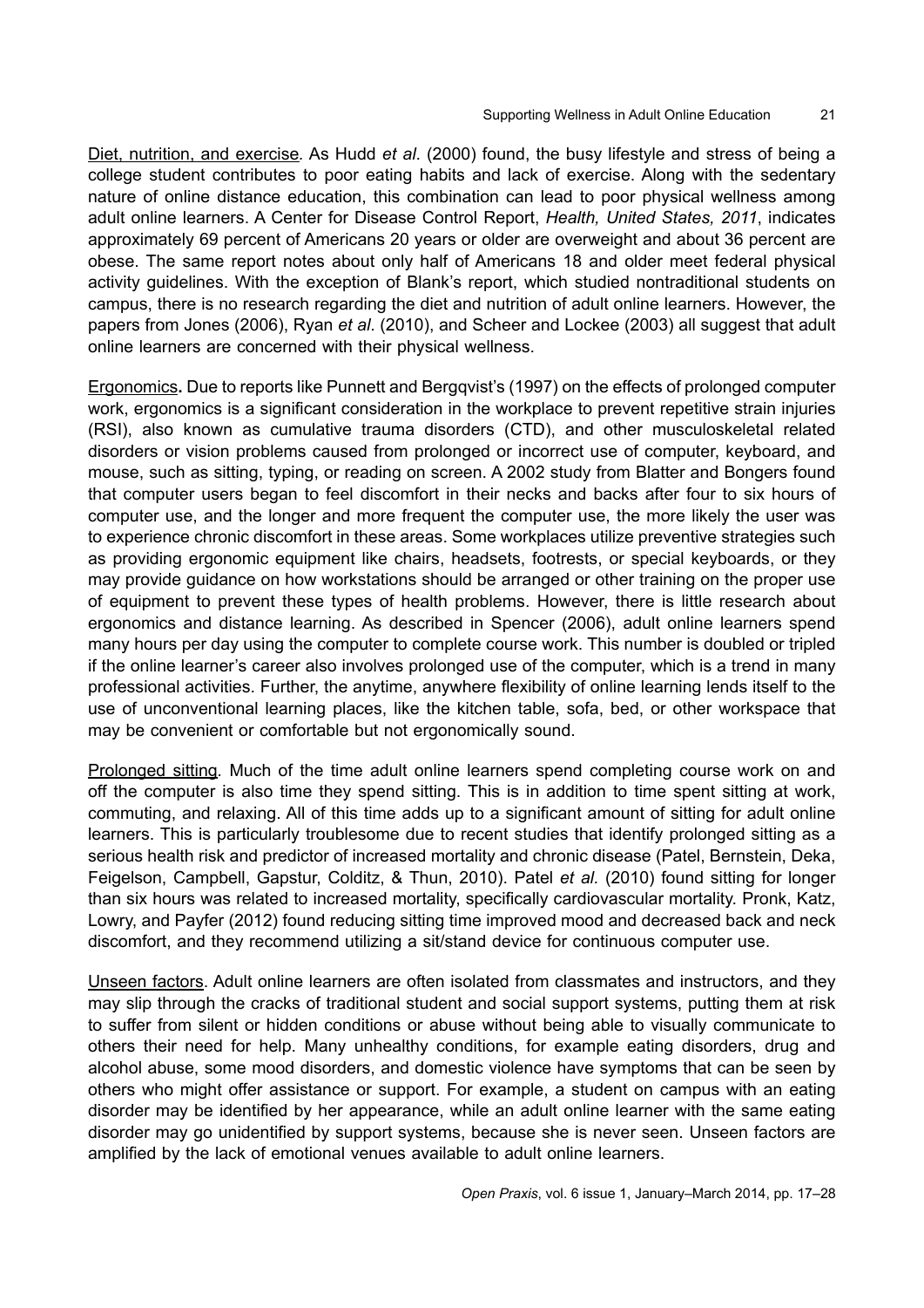Diet, nutrition, and exercise. As Hudd *et al*. (2000) found, the busy lifestyle and stress of being a college student contributes to poor eating habits and lack of exercise. Along with the sedentary nature of online distance education, this combination can lead to poor physical wellness among adult online learners. A Center for Disease Control Report, *Health, United States, 2011*, indicates approximately 69 percent of Americans 20 years or older are overweight and about 36 percent are obese. The same report notes about only half of Americans 18 and older meet federal physical activity guidelines. With the exception of Blank's report, which studied nontraditional students on campus, there is no research regarding the diet and nutrition of adult online learners. However, the papers from Jones (2006), Ryan *et al*. (2010), and Scheer and Lockee (2003) all suggest that adult online learners are concerned with their physical wellness.

Ergonomics**.** Due to reports like Punnett and Bergqvist's (1997) on the effects of prolonged computer work, ergonomics is a significant consideration in the workplace to prevent repetitive strain injuries (RSI), also known as cumulative trauma disorders (CTD), and other musculoskeletal related disorders or vision problems caused from prolonged or incorrect use of computer, keyboard, and mouse, such as sitting, typing, or reading on screen. A 2002 study from Blatter and Bongers found that computer users began to feel discomfort in their necks and backs after four to six hours of computer use, and the longer and more frequent the computer use, the more likely the user was to experience chronic discomfort in these areas. Some workplaces utilize preventive strategies such as providing ergonomic equipment like chairs, headsets, footrests, or special keyboards, or they may provide guidance on how workstations should be arranged or other training on the proper use of equipment to prevent these types of health problems. However, there is little research about ergonomics and distance learning. As described in Spencer (2006), adult online learners spend many hours per day using the computer to complete course work. This number is doubled or tripled if the online learner's career also involves prolonged use of the computer, which is a trend in many professional activities. Further, the anytime, anywhere flexibility of online learning lends itself to the use of unconventional learning places, like the kitchen table, sofa, bed, or other workspace that may be convenient or comfortable but not ergonomically sound.

Prolonged sitting. Much of the time adult online learners spend completing course work on and off the computer is also time they spend sitting. This is in addition to time spent sitting at work, commuting, and relaxing. All of this time adds up to a significant amount of sitting for adult online learners. This is particularly troublesome due to recent studies that identify prolonged sitting as a serious health risk and predictor of increased mortality and chronic disease (Patel, Bernstein, Deka, Feigelson, Campbell, Gapstur, Colditz, & Thun, 2010). Patel *et al.* (2010) found sitting for longer than six hours was related to increased mortality, specifically cardiovascular mortality. Pronk, Katz, Lowry, and Payfer (2012) found reducing sitting time improved mood and decreased back and neck discomfort, and they recommend utilizing a sit/stand device for continuous computer use.

Unseen factors. Adult online learners are often isolated from classmates and instructors, and they may slip through the cracks of traditional student and social support systems, putting them at risk to suffer from silent or hidden conditions or abuse without being able to visually communicate to others their need for help. Many unhealthy conditions, for example eating disorders, drug and alcohol abuse, some mood disorders, and domestic violence have symptoms that can be seen by others who might offer assistance or support. For example, a student on campus with an eating disorder may be identified by her appearance, while an adult online learner with the same eating disorder may go unidentified by support systems, because she is never seen. Unseen factors are amplified by the lack of emotional venues available to adult online learners.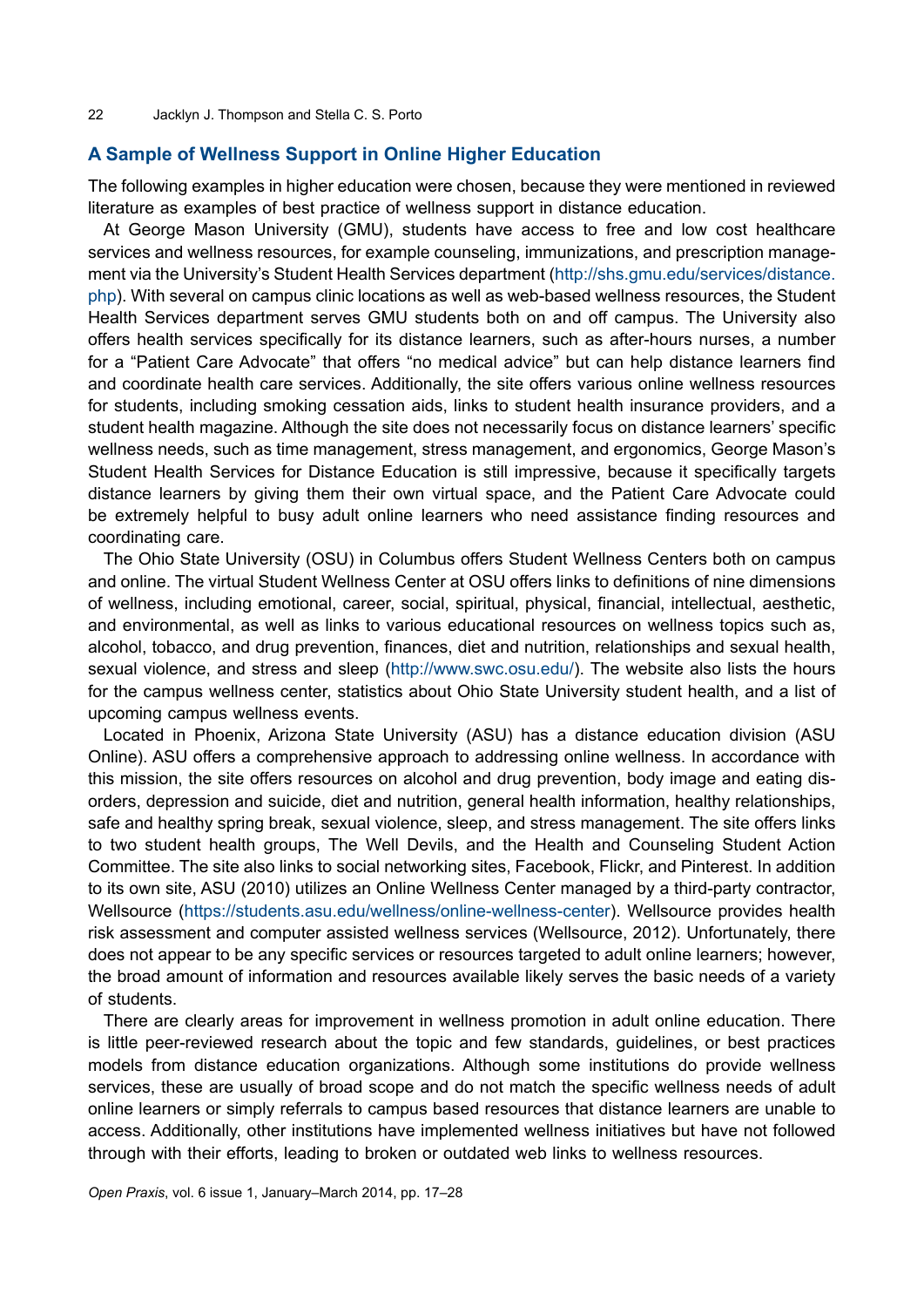## A Sample of Wellness Support in Online Higher Education

The following examples in higher education were chosen, because they were mentioned in reviewed literature as examples of best practice of wellness support in distance education.

At George Mason University (GMU), students have access to free and low cost healthcare services and wellness resources, for example counseling, immunizations, and prescription management via the University's Student Health Services department (http://shs.gmu.edu/services/distance.php). With several on campus clinic locations as well as web-based wellness resources, the Student Health Services department serves GMU students both on and off campus. The University also offers health services specifically for its distance learners, such as after-hours nurses, a number for a "Patient Care Advocate" that offers "no medical advice" but can help distance learners find and coordinate health care services. Additionally, the site offers various online wellness resources for students, including smoking cessation aids, links to student health insurance providers, and a student health magazine. Although the site does not necessarily focus on distance learners' specific wellness needs, such as time management, stress management, and ergonomics, George Mason's Student Health Services for Distance Education is still impressive, because it specifically targets distance learners by giving them their own virtual space, and the Patient Care Advocate could be extremely helpful to busy adult online learners who need assistance finding resources and coordinating care.

The Ohio State University (OSU) in Columbus offers Student Wellness Centers both on campus and online. The virtual Student Wellness Center at OSU offers links to definitions of nine dimensions of wellness, including emotional, career, social, spiritual, physical, financial, intellectual, aesthetic, and environmental, as well as links to various educational resources on wellness topics such as, alcohol, tobacco, and drug prevention, finances, diet and nutrition, relationships and sexual health, sexual violence, and stress and sleep (http://www.swc.osu.edu/). The website also lists the hours for the campus wellness center, statistics about Ohio State University student health, and a list of upcoming campus wellness events.

Located in Phoenix, Arizona State University (ASU) has a distance education division (ASU Online). ASU offers a comprehensive approach to addressing online wellness. In accordance with this mission, the site offers resources on alcohol and drug prevention, body image and eating disorders, depression and suicide, diet and nutrition, general health information, healthy relationships, safe and healthy spring break, sexual violence, sleep, and stress management. The site offers links to two student health groups, The Well Devils, and the Health and Counseling Student Action Committee. The site also links to social networking sites, Facebook, Flickr, and Pinterest. In addition to its own site, ASU (2010) utilizes an Online Wellness Center managed by a third-party contractor, Wellsource (https://students.asu.edu/wellness/online-wellness-center). Wellsource provides health risk assessment and computer assisted wellness services (Wellsource, 2012). Unfortunately, there does not appear to be any specific services or resources targeted to adult online learners; however, the broad amount of information and resources available likely serves the basic needs of a variety of students.

There are clearly areas for improvement in wellness promotion in adult online education. There is little peer-reviewed research about the topic and few standards, guidelines, or best practices models from distance education organizations. Although some institutions do provide wellness services, these are usually of broad scope and do not match the specific wellness needs of adult online learners or simply referrals to campus based resources that distance learners are unable to access. Additionally, other institutions have implemented wellness initiatives but have not followed through with their efforts, leading to broken or outdated web links to wellness resources.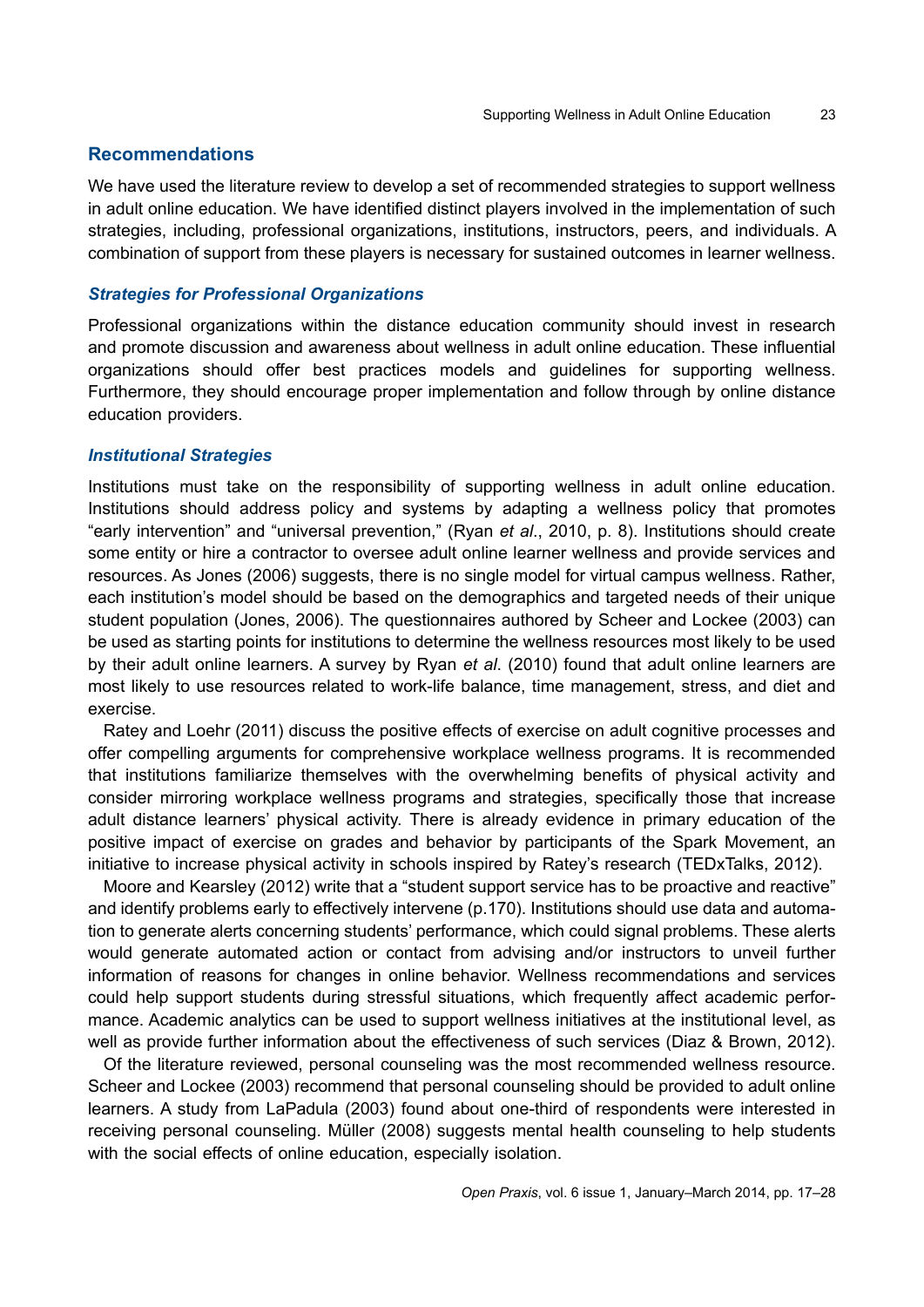## Recommendations

We have used the literature review to develop a set of recommended strategies to support wellness in adult online education. We have identified distinct players involved in the implementation of such strategies, including, professional organizations, institutions, instructors, peers, and individuals. A combination of support from these players is necessary for sustained outcomes in learner wellness.

### *Strategies for Professional Organizations*

Professional organizations within the distance education community should invest in research and promote discussion and awareness about wellness in adult online education. These influential organizations should offer best practices models and guidelines for supporting wellness. Furthermore, they should encourage proper implementation and follow through by online distance education providers.

### *Institutional Strategies*

Institutions must take on the responsibility of supporting wellness in adult online education. Institutions should address policy and systems by adapting a wellness policy that promotes "early intervention" and "universal prevention," (Ryan *et al*., 2010, p. 8). Institutions should create some entity or hire a contractor to oversee adult online learner wellness and provide services and resources. As Jones (2006) suggests, there is no single model for virtual campus wellness. Rather, each institution's model should be based on the demographics and targeted needs of their unique student population (Jones, 2006). The questionnaires authored by Scheer and Lockee (2003) can be used as starting points for institutions to determine the wellness resources most likely to be used by their adult online learners. A survey by Ryan *et al*. (2010) found that adult online learners are most likely to use resources related to work-life balance, time management, stress, and diet and exercise.

Ratey and Loehr (2011) discuss the positive effects of exercise on adult cognitive processes and offer compelling arguments for comprehensive workplace wellness programs. It is recommended that institutions familiarize themselves with the overwhelming benefits of physical activity and consider mirroring workplace wellness programs and strategies, specifically those that increase adult distance learners' physical activity. There is already evidence in primary education of the positive impact of exercise on grades and behavior by participants of the Spark Movement, an initiative to increase physical activity in schools inspired by Ratey's research (TEDxTalks, 2012).

Moore and Kearsley (2012) write that a "student support service has to be proactive and reactive" and identify problems early to effectively intervene (p.170). Institutions should use data and automation to generate alerts concerning students' performance, which could signal problems. These alerts would generate automated action or contact from advising and/or instructors to unveil further information of reasons for changes in online behavior. Wellness recommendations and services could help support students during stressful situations, which frequently affect academic performance. Academic analytics can be used to support wellness initiatives at the institutional level, as well as provide further information about the effectiveness of such services (Diaz & Brown, 2012).

Of the literature reviewed, personal counseling was the most recommended wellness resource. Scheer and Lockee (2003) recommend that personal counseling should be provided to adult online learners. A study from LaPadula (2003) found about one-third of respondents were interested in receiving personal counseling. Müller (2008) suggests mental health counseling to help students with the social effects of online education, especially isolation.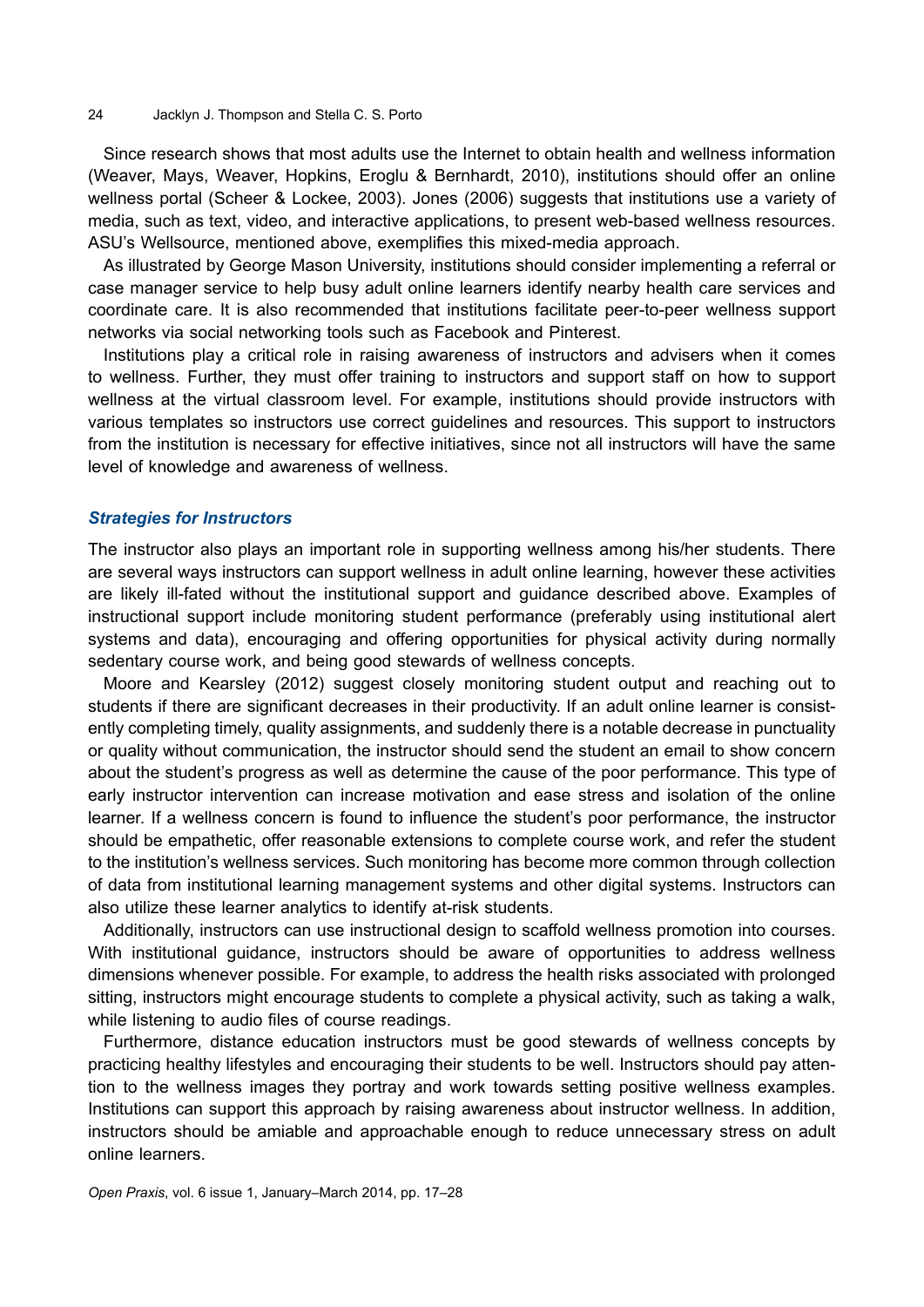Since research shows that most adults use the Internet to obtain health and wellness information (Weaver, Mays, Weaver, Hopkins, Eroglu & Bernhardt, 2010), institutions should offer an online wellness portal (Scheer & Lockee, 2003). Jones (2006) suggests that institutions use a variety of media, such as text, video, and interactive applications, to present web-based wellness resources. ASU's Wellsource, mentioned above, exemplifies this mixed-media approach.

As illustrated by George Mason University, institutions should consider implementing a referral or case manager service to help busy adult online learners identify nearby health care services and coordinate care. It is also recommended that institutions facilitate peer-to-peer wellness support networks via social networking tools such as Facebook and Pinterest.

Institutions play a critical role in raising awareness of instructors and advisers when it comes to wellness. Further, they must offer training to instructors and support staff on how to support wellness at the virtual classroom level. For example, institutions should provide instructors with various templates so instructors use correct guidelines and resources. This support to instructors from the institution is necessary for effective initiatives, since not all instructors will have the same level of knowledge and awareness of wellness.

### *Strategies for Instructors*

The instructor also plays an important role in supporting wellness among his/her students. There are several ways instructors can support wellness in adult online learning, however these activities are likely ill-fated without the institutional support and guidance described above. Examples of instructional support include monitoring student performance (preferably using institutional alert systems and data), encouraging and offering opportunities for physical activity during normally sedentary course work, and being good stewards of wellness concepts.

Moore and Kearsley (2012) suggest closely monitoring student output and reaching out to students if there are significant decreases in their productivity. If an adult online learner is consistently completing timely, quality assignments, and suddenly there is a notable decrease in punctuality or quality without communication, the instructor should send the student an email to show concern about the student's progress as well as determine the cause of the poor performance. This type of early instructor intervention can increase motivation and ease stress and isolation of the online learner. If a wellness concern is found to influence the student's poor performance, the instructor should be empathetic, offer reasonable extensions to complete course work, and refer the student to the institution's wellness services. Such monitoring has become more common through collection of data from institutional learning management systems and other digital systems. Instructors can also utilize these learner analytics to identify at-risk students.

Additionally, instructors can use instructional design to scaffold wellness promotion into courses. With institutional guidance, instructors should be aware of opportunities to address wellness dimensions whenever possible. For example, to address the health risks associated with prolonged sitting, instructors might encourage students to complete a physical activity, such as taking a walk, while listening to audio files of course readings.

Furthermore, distance education instructors must be good stewards of wellness concepts by practicing healthy lifestyles and encouraging their students to be well. Instructors should pay attention to the wellness images they portray and work towards setting positive wellness examples. Institutions can support this approach by raising awareness about instructor wellness. In addition, instructors should be amiable and approachable enough to reduce unnecessary stress on adult online learners.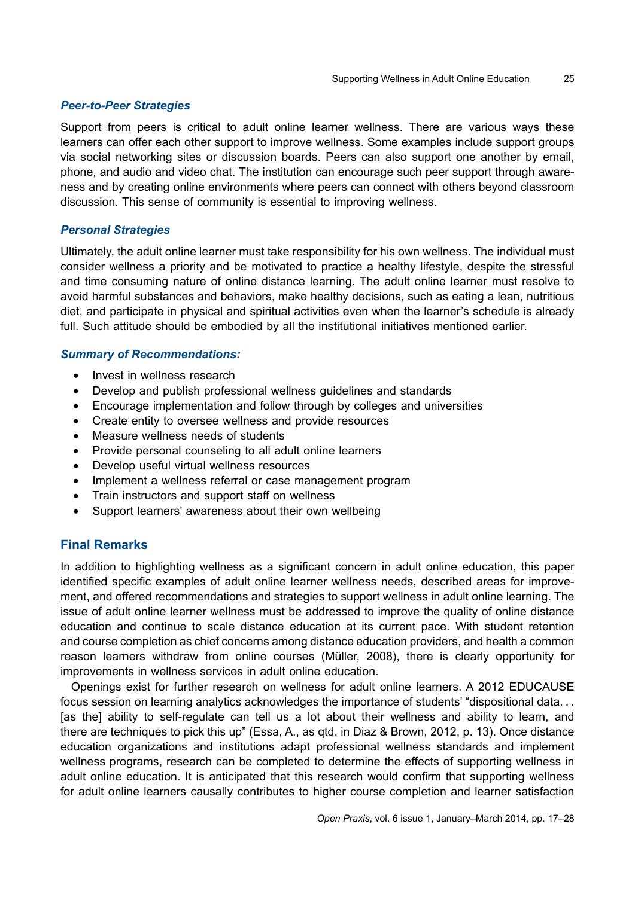### *Peer-to-Peer Strategies*

Support from peers is critical to adult online learner wellness. There are various ways these learners can offer each other support to improve wellness. Some examples include support groups via social networking sites or discussion boards. Peers can also support one another by email, phone, and audio and video chat. The institution can encourage such peer support through awareness and by creating online environments where peers can connect with others beyond classroom discussion. This sense of community is essential to improving wellness.

### *Personal Strategies*

Ultimately, the adult online learner must take responsibility for his own wellness. The individual must consider wellness a priority and be motivated to practice a healthy lifestyle, despite the stressful and time consuming nature of online distance learning. The adult online learner must resolve to avoid harmful substances and behaviors, make healthy decisions, such as eating a lean, nutritious diet, and participate in physical and spiritual activities even when the learner's schedule is already full. Such attitude should be embodied by all the institutional initiatives mentioned earlier.

### *Summary of Recommendations:*

- Invest in wellness research
- Develop and publish professional wellness guidelines and standards
- Encourage implementation and follow through by colleges and universities
- Create entity to oversee wellness and provide resources
- Measure wellness needs of students
- Provide personal counseling to all adult online learners
- Develop useful virtual wellness resources
- Implement a wellness referral or case management program
- Train instructors and support staff on wellness
- Support learners' awareness about their own wellbeing

## Final Remarks

In addition to highlighting wellness as a significant concern in adult online education, this paper identified specific examples of adult online learner wellness needs, described areas for improvement, and offered recommendations and strategies to support wellness in adult online learning. The issue of adult online learner wellness must be addressed to improve the quality of online distance education and continue to scale distance education at its current pace. With student retention and course completion as chief concerns among distance education providers, and health a common reason learners withdraw from online courses (Müller, 2008), there is clearly opportunity for improvements in wellness services in adult online education.

Openings exist for further research on wellness for adult online learners. A 2012 EDUCAUSE focus session on learning analytics acknowledges the importance of students' "dispositional data. . . [as the] ability to self-regulate can tell us a lot about their wellness and ability to learn, and there are techniques to pick this up" (Essa, A., as qtd. in Diaz & Brown, 2012, p. 13). Once distance education organizations and institutions adapt professional wellness standards and implement wellness programs, research can be completed to determine the effects of supporting wellness in adult online education. It is anticipated that this research would confirm that supporting wellness for adult online learners causally contributes to higher course completion and learner satisfaction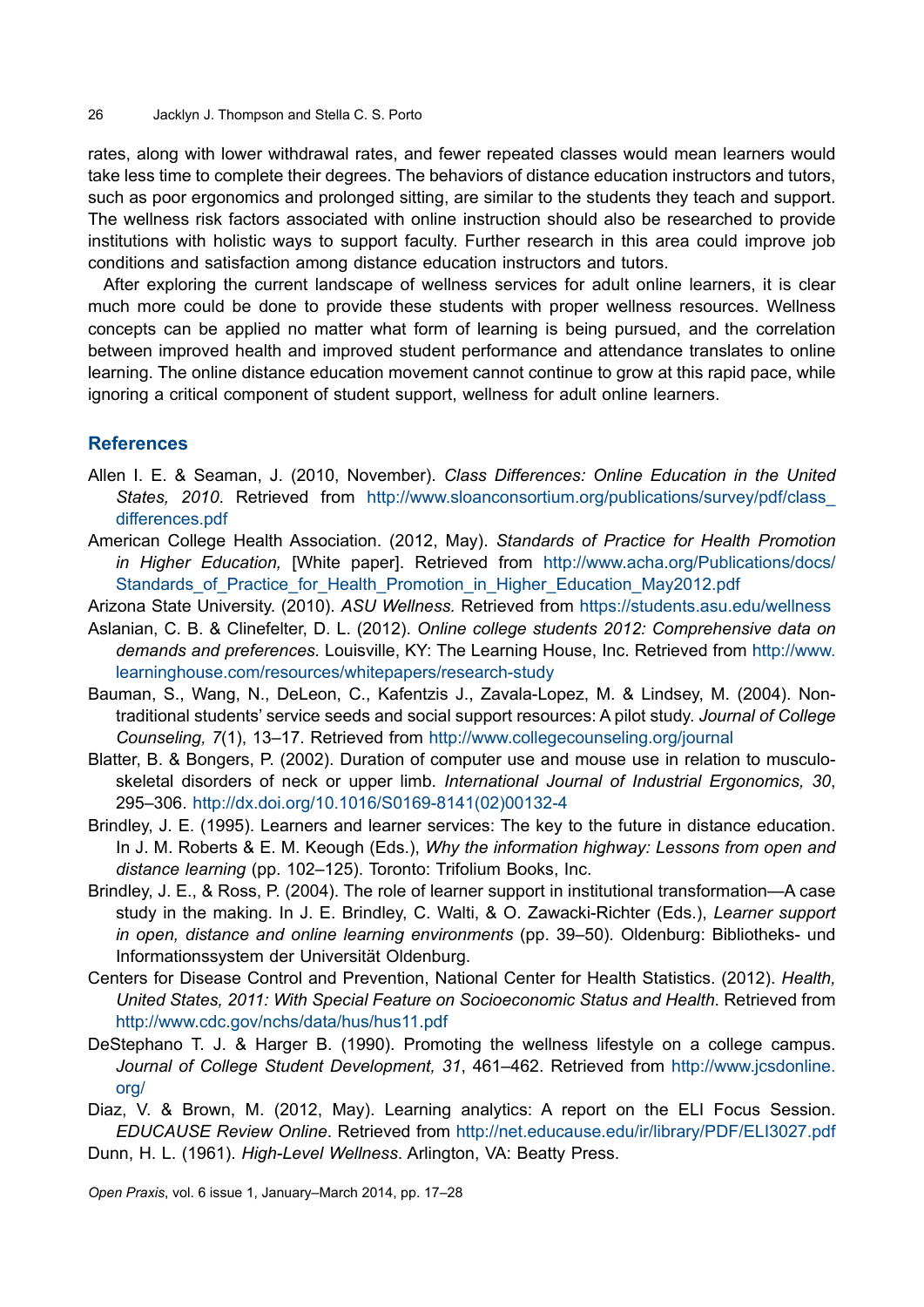rates, along with lower withdrawal rates, and fewer repeated classes would mean learners would take less time to complete their degrees. The behaviors of distance education instructors and tutors, such as poor ergonomics and prolonged sitting, are similar to the students they teach and support. The wellness risk factors associated with online instruction should also be researched to provide institutions with holistic ways to support faculty. Further research in this area could improve job conditions and satisfaction among distance education instructors and tutors.

After exploring the current landscape of wellness services for adult online learners, it is clear much more could be done to provide these students with proper wellness resources. Wellness concepts can be applied no matter what form of learning is being pursued, and the correlation between improved health and improved student performance and attendance translates to online learning. The online distance education movement cannot continue to grow at this rapid pace, while ignoring a critical component of student support, wellness for adult online learners.

## References

Allen I. E. & Seaman, J. (2010, November). *Class Differences: Online Education in the United States, 2010*. Retrieved from http://www.sloanconsortium.org/publications/survey/pdf/class_differences.pdf

American College Health Association. (2012, May). *Standards of Practice for Health Promotion in Higher Education,* [White paper]. Retrieved from http://www.acha.org/Publications/docs/Standards_of_Practice_for_Health_Promotion_in_Higher_Education_May2012.pdf

Arizona State University. (2010). *ASU Wellness.* Retrieved from https://students.asu.edu/wellness

Aslanian, C. B. & Clinefelter, D. L. (2012). *Online college students 2012: Comprehensive data on demands and preferences.* Louisville, KY: The Learning House, Inc. Retrieved from http://www.learninghouse.com/resources/whitepapers/research-study

Bauman, S., Wang, N., DeLeon, C., Kafentzis J., Zavala-Lopez, M. & Lindsey, M. (2004). Non-traditional students' service seeds and social support resources: A pilot study. *Journal of College Counseling, 7*(1), 13–17. Retrieved from http://www.collegecounseling.org/journal

Blatter, B. & Bongers, P. (2002). Duration of computer use and mouse use in relation to musculoskeletal disorders of neck or upper limb. *International Journal of Industrial Ergonomics, 30*, 295–306. http://dx.doi.org/10.1016/S0169-8141(02)00132-4

Brindley, J. E. (1995). Learners and learner services: The key to the future in distance education. In J. M. Roberts & E. M. Keough (Eds.), *Why the information highway: Lessons from open and distance learning* (pp. 102–125). Toronto: Trifolium Books, Inc.

Brindley, J. E., & Ross, P. (2004). The role of learner support in institutional transformation—A case study in the making. In J. E. Brindley, C. Walti, & O. Zawacki-Richter (Eds.), *Learner support in open, distance and online learning environments* (pp. 39–50). Oldenburg: Bibliotheks- und Informationssystem der Universität Oldenburg.

Centers for Disease Control and Prevention, National Center for Health Statistics. (2012). *Health, United States, 2011: With Special Feature on Socioeconomic Status and Health*. Retrieved from http://www.cdc.gov/nchs/data/hus/hus11.pdf

DeStephano T. J. & Harger B. (1990). Promoting the wellness lifestyle on a college campus. *Journal of College Student Development, 31*, 461–462. Retrieved from http://www.jcsdonline.org/

Diaz, V. & Brown, M. (2012, May). Learning analytics: A report on the ELI Focus Session. *EDUCAUSE Review Online*. Retrieved from http://net.educause.edu/ir/library/PDF/ELI3027.pdf

Dunn, H. L. (1961). *High-Level Wellness*. Arlington, VA: Beatty Press.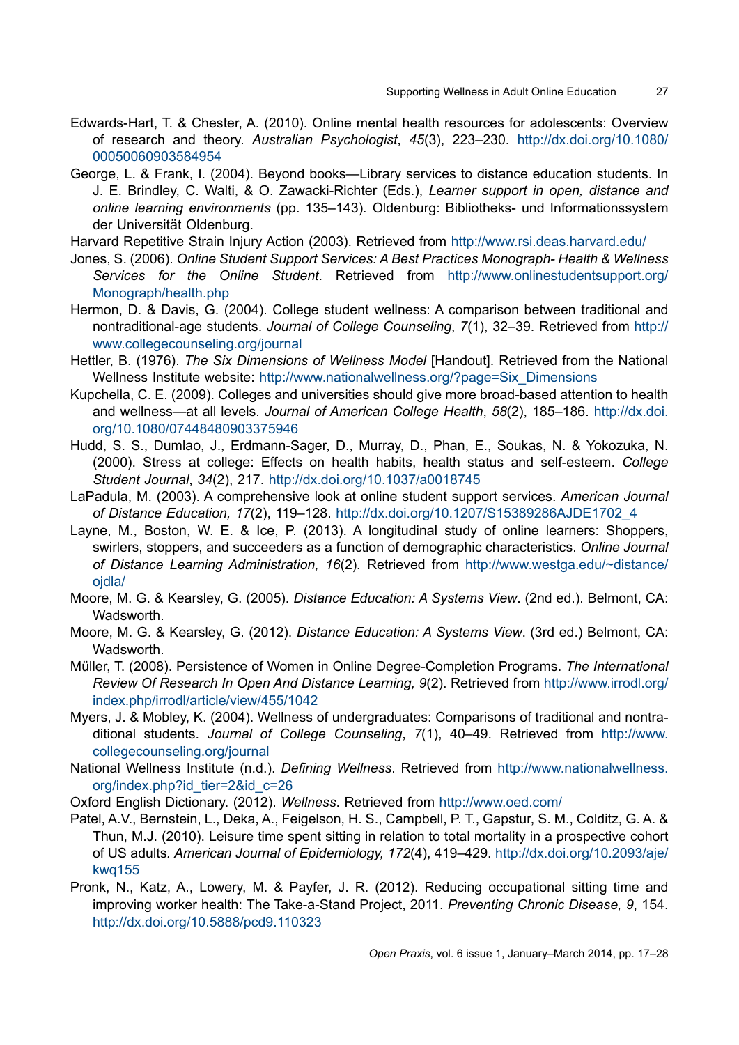Edwards-Hart, T. & Chester, A. (2010). Online mental health resources for adolescents: Overview of research and theory. *Australian Psychologist*, *45*(3), 223–230. http://dx.doi.org/10.1080/00050060903584954

George, L. & Frank, I. (2004). Beyond books—Library services to distance education students. In J. E. Brindley, C. Walti, & O. Zawacki-Richter (Eds.), *Learner support in open, distance and online learning environments* (pp. 135–143). Oldenburg: Bibliotheks- und Informationssystem der Universität Oldenburg.

Harvard Repetitive Strain Injury Action (2003). Retrieved from http://www.rsi.deas.harvard.edu/

Jones, S. (2006). *Online Student Support Services: A Best Practices Monograph- Health & Wellness Services for the Online Student*. Retrieved from http://www.onlinestudentsupport.org/Monograph/health.php

Hermon, D. & Davis, G. (2004). College student wellness: A comparison between traditional and nontraditional-age students. *Journal of College Counseling*, *7*(1), 32–39. Retrieved from http://www.collegecounseling.org/journal

Hettler, B. (1976). *The Six Dimensions of Wellness Model* [Handout]. Retrieved from the National Wellness Institute website: http://www.nationalwellness.org/?page=Six_Dimensions

Kupchella, C. E. (2009). Colleges and universities should give more broad-based attention to health and wellness—at all levels. *Journal of American College Health*, *58*(2), 185–186. http://dx.doi.org/10.1080/07448480903375946

Hudd, S. S., Dumlao, J., Erdmann-Sager, D., Murray, D., Phan, E., Soukas, N. & Yokozuka, N. (2000). Stress at college: Effects on health habits, health status and self-esteem. *College Student Journal*, *34*(2), 217. http://dx.doi.org/10.1037/a0018745

LaPadula, M. (2003). A comprehensive look at online student support services. *American Journal of Distance Education, 17*(2), 119–128. http://dx.doi.org/10.1207/S15389286AJDE1702_4

Layne, M., Boston, W. E. & Ice, P. (2013). A longitudinal study of online learners: Shoppers, swirlers, stoppers, and succeeders as a function of demographic characteristics. *Online Journal of Distance Learning Administration, 16*(2). Retrieved from http://www.westga.edu/~distance/ojdla/

Moore, M. G. & Kearsley, G. (2005). *Distance Education: A Systems View*. (2nd ed.). Belmont, CA: Wadsworth.

Moore, M. G. & Kearsley, G. (2012). *Distance Education: A Systems View*. (3rd ed.) Belmont, CA: Wadsworth.

Müller, T. (2008). Persistence of Women in Online Degree-Completion Programs. *The International Review Of Research In Open And Distance Learning, 9*(2). Retrieved from http://www.irrodl.org/index.php/irrodl/article/view/455/1042

Myers, J. & Mobley, K. (2004). Wellness of undergraduates: Comparisons of traditional and nontraditional students. *Journal of College Counseling*, *7*(1), 40–49. Retrieved from http://www.collegecounseling.org/journal

National Wellness Institute (n.d.). *Defining Wellness*. Retrieved from http://www.nationalwellness.org/index.php?id_tier=2&id_c=26

Oxford English Dictionary. (2012). *Wellness*. Retrieved from http://www.oed.com/

Patel, A.V., Bernstein, L., Deka, A., Feigelson, H. S., Campbell, P. T., Gapstur, S. M., Colditz, G. A. & Thun, M.J. (2010). Leisure time spent sitting in relation to total mortality in a prospective cohort of US adults. *American Journal of Epidemiology, 172*(4), 419–429. http://dx.doi.org/10.2093/aje/kwq155

Pronk, N., Katz, A., Lowery, M. & Payfer, J. R. (2012). Reducing occupational sitting time and improving worker health: The Take-a-Stand Project, 2011. *Preventing Chronic Disease, 9*, 154. http://dx.doi.org/10.5888/pcd9.110323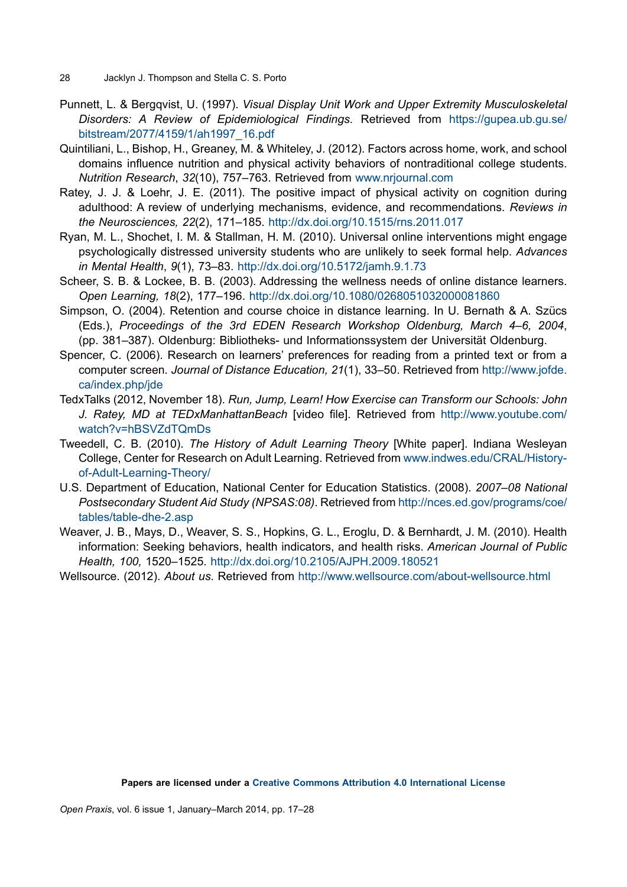Punnett, L. & Bergqvist, U. (1997). *Visual Display Unit Work and Upper Extremity Musculoskeletal Disorders: A Review of Epidemiological Findings.* Retrieved from https://gupea.ub.gu.se/bitstream/2077/4159/1/ah1997_16.pdf

Quintiliani, L., Bishop, H., Greaney, M. & Whiteley, J. (2012). Factors across home, work, and school domains influence nutrition and physical activity behaviors of nontraditional college students. *Nutrition Research*, *32*(10), 757–763. Retrieved from www.nrjournal.com

Ratey, J. J. & Loehr, J. E. (2011). The positive impact of physical activity on cognition during adulthood: A review of underlying mechanisms, evidence, and recommendations. *Reviews in the Neurosciences, 22*(2), 171–185. http://dx.doi.org/10.1515/rns.2011.017

Ryan, M. L., Shochet, I. M. & Stallman, H. M. (2010). Universal online interventions might engage psychologically distressed university students who are unlikely to seek formal help. *Advances in Mental Health*, *9*(1), 73–83. http://dx.doi.org/10.5172/jamh.9.1.73

Scheer, S. B. & Lockee, B. B. (2003). Addressing the wellness needs of online distance learners. *Open Learning, 18*(2), 177–196. http://dx.doi.org/10.1080/0268051032000081860

Simpson, O. (2004). Retention and course choice in distance learning. In U. Bernath & A. Szücs (Eds.), *Proceedings of the 3rd EDEN Research Workshop Oldenburg, March 4–6, 2004*, (pp. 381–387). Oldenburg: Bibliotheks- und Informationssystem der Universität Oldenburg.

Spencer, C. (2006). Research on learners' preferences for reading from a printed text or from a computer screen. *Journal of Distance Education, 21*(1), 33–50. Retrieved from http://www.jofde.ca/index.php/jde

TedxTalks (2012, November 18). *Run, Jump, Learn! How Exercise can Transform our Schools: John J. Ratey, MD at TEDxManhattanBeach* [video file]. Retrieved from http://www.youtube.com/watch?v=hBSVZdTQmDs

Tweedell, C. B. (2010). *The History of Adult Learning Theory* [White paper]. Indiana Wesleyan College, Center for Research on Adult Learning. Retrieved from www.indwes.edu/CRAL/History-of-Adult-Learning-Theory/

U.S. Department of Education, National Center for Education Statistics. (2008). *2007–08 National Postsecondary Student Aid Study (NPSAS:08)*. Retrieved from http://nces.ed.gov/programs/coe/tables/table-dhe-2.asp

Weaver, J. B., Mays, D., Weaver, S. S., Hopkins, G. L., Eroglu, D. & Bernhardt, J. M. (2010). Health information: Seeking behaviors, health indicators, and health risks. *American Journal of Public Health, 100,* 1520–1525. http://dx.doi.org/10.2105/AJPH.2009.180521

Wellsource. (2012). *About us*. Retrieved from http://www.wellsource.com/about-wellsource.html

**Papers are licensed under a Creative Commons Attribution 4.0 International License**